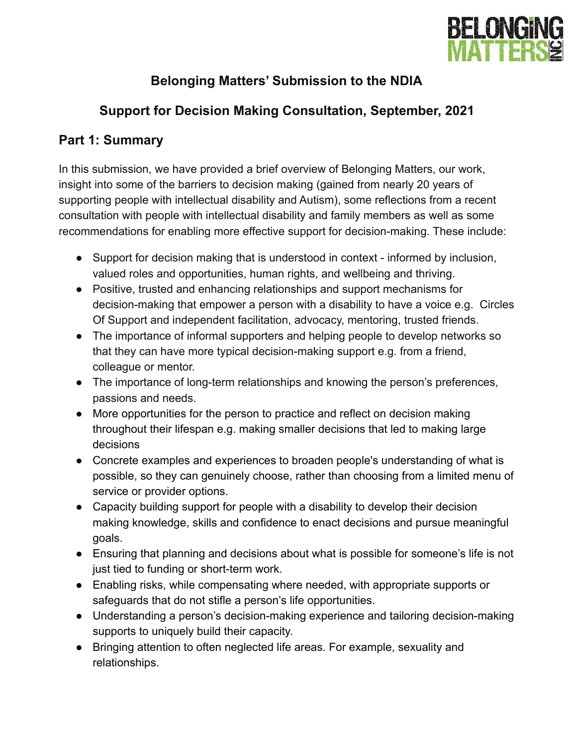# Belonging Matters' Submission to the NDIA

## Support for Decision Making Consultation, September, 2021

## Part 1: Summary

In this submission, we have provided a brief overview of Belonging Matters, our work, insight into some of the barriers to decision making (gained from nearly 20 years of supporting people with intellectual disability and Autism), some reflections from a recent consultation with people with intellectual disability and family members as well as some recommendations for enabling more effective support for decision-making. These include:

- Support for decision making that is understood in context - informed by inclusion, valued roles and opportunities, human rights, and wellbeing and thriving.
- Positive, trusted and enhancing relationships and support mechanisms for decision-making that empower a person with a disability to have a voice e.g. Circles Of Support and independent facilitation, advocacy, mentoring, trusted friends.
- The importance of informal supporters and helping people to develop networks so that they can have more typical decision-making support e.g. from a friend, colleague or mentor.
- The importance of long-term relationships and knowing the person's preferences, passions and needs.
- More opportunities for the person to practice and reflect on decision making throughout their lifespan e.g. making smaller decisions that led to making large decisions
- Concrete examples and experiences to broaden people's understanding of what is possible, so they can genuinely choose, rather than choosing from a limited menu of service or provider options.
- Capacity building support for people with a disability to develop their decision making knowledge, skills and confidence to enact decisions and pursue meaningful goals.
- Ensuring that planning and decisions about what is possible for someone's life is not just tied to funding or short-term work.
- Enabling risks, while compensating where needed, with appropriate supports or safeguards that do not stifle a person's life opportunities.
- Understanding a person's decision-making experience and tailoring decision-making supports to uniquely build their capacity.
- Bringing attention to often neglected life areas. For example, sexuality and relationships.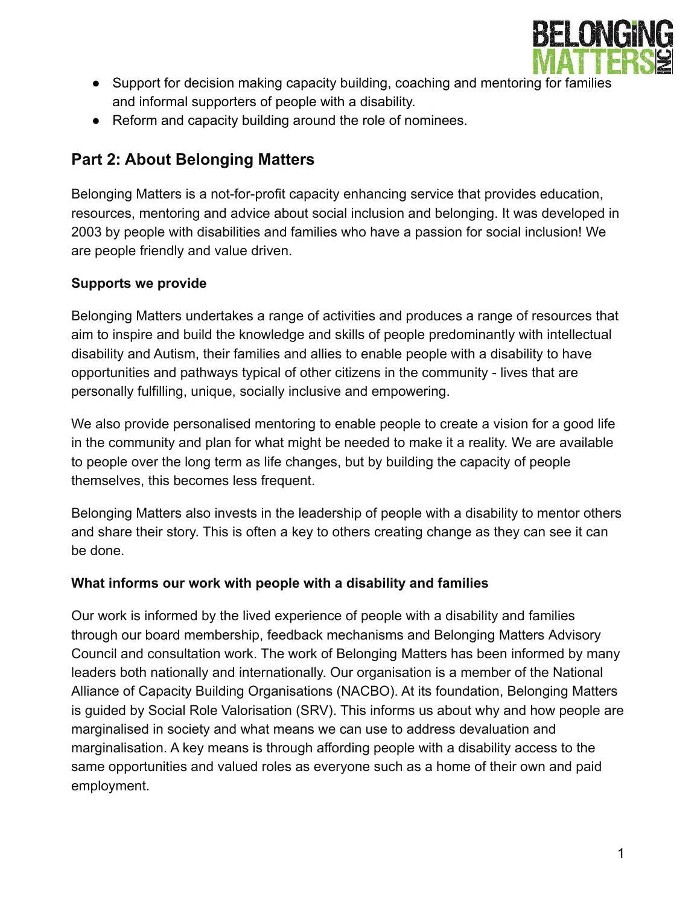- Support for decision making capacity building, coaching and mentoring for families and informal supporters of people with a disability.
- Reform and capacity building around the role of nominees.

## Part 2: About Belonging Matters

Belonging Matters is a not-for-profit capacity enhancing service that provides education, resources, mentoring and advice about social inclusion and belonging. It was developed in 2003 by people with disabilities and families who have a passion for social inclusion! We are people friendly and value driven.

**Supports we provide**

Belonging Matters undertakes a range of activities and produces a range of resources that aim to inspire and build the knowledge and skills of people predominantly with intellectual disability and Autism, their families and allies to enable people with a disability to have opportunities and pathways typical of other citizens in the community - lives that are personally fulfilling, unique, socially inclusive and empowering.

We also provide personalised mentoring to enable people to create a vision for a good life in the community and plan for what might be needed to make it a reality. We are available to people over the long term as life changes, but by building the capacity of people themselves, this becomes less frequent.

Belonging Matters also invests in the leadership of people with a disability to mentor others and share their story. This is often a key to others creating change as they can see it can be done.

**What informs our work with people with a disability and families**

Our work is informed by the lived experience of people with a disability and families through our board membership, feedback mechanisms and Belonging Matters Advisory Council and consultation work. The work of Belonging Matters has been informed by many leaders both nationally and internationally. Our organisation is a member of the National Alliance of Capacity Building Organisations (NACBO). At its foundation, Belonging Matters is guided by Social Role Valorisation (SRV). This informs us about why and how people are marginalised in society and what means we can use to address devaluation and marginalisation. A key means is through affording people with a disability access to the same opportunities and valued roles as everyone such as a home of their own and paid employment.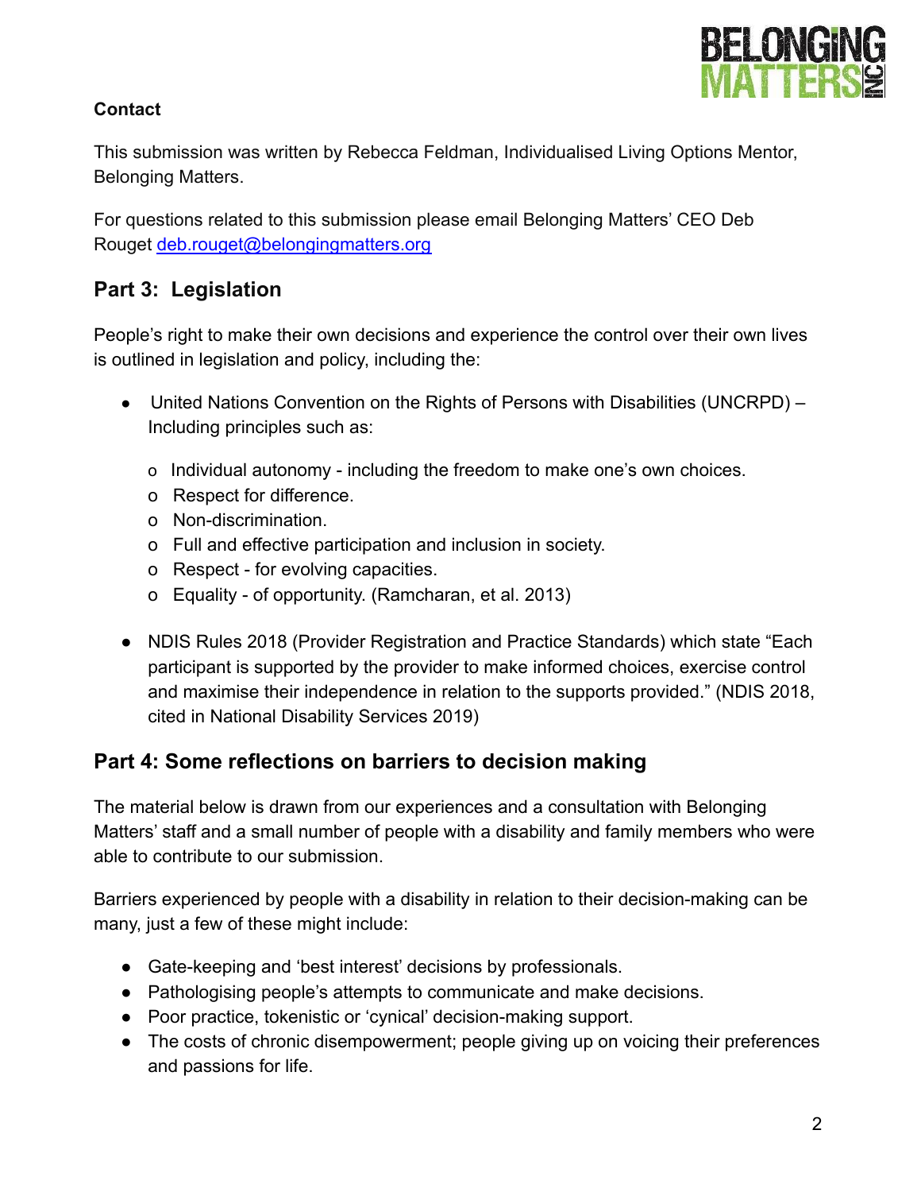**Contact**

This submission was written by Rebecca Feldman, Individualised Living Options Mentor, Belonging Matters.

For questions related to this submission please email Belonging Matters' CEO Deb Rouget [deb.rouget@belongingmatters.org](mailto:deb.rouget@belongingmatters.org)

## Part 3: Legislation

People's right to make their own decisions and experience the control over their own lives is outlined in legislation and policy, including the:

- United Nations Convention on the Rights of Persons with Disabilities (UNCRPD) – Including principles such as:
  - Individual autonomy - including the freedom to make one's own choices.
  - Respect for difference.
  - Non-discrimination.
  - Full and effective participation and inclusion in society.
  - Respect - for evolving capacities.
  - Equality - of opportunity. (Ramcharan, et al. 2013)
- NDIS Rules 2018 (Provider Registration and Practice Standards) which state "Each participant is supported by the provider to make informed choices, exercise control and maximise their independence in relation to the supports provided." (NDIS 2018, cited in National Disability Services 2019)

## Part 4: Some reflections on barriers to decision making

The material below is drawn from our experiences and a consultation with Belonging Matters' staff and a small number of people with a disability and family members who were able to contribute to our submission.

Barriers experienced by people with a disability in relation to their decision-making can be many, just a few of these might include:

- Gate-keeping and 'best interest' decisions by professionals.
- Pathologising people's attempts to communicate and make decisions.
- Poor practice, tokenistic or 'cynical' decision-making support.
- The costs of chronic disempowerment; people giving up on voicing their preferences and passions for life.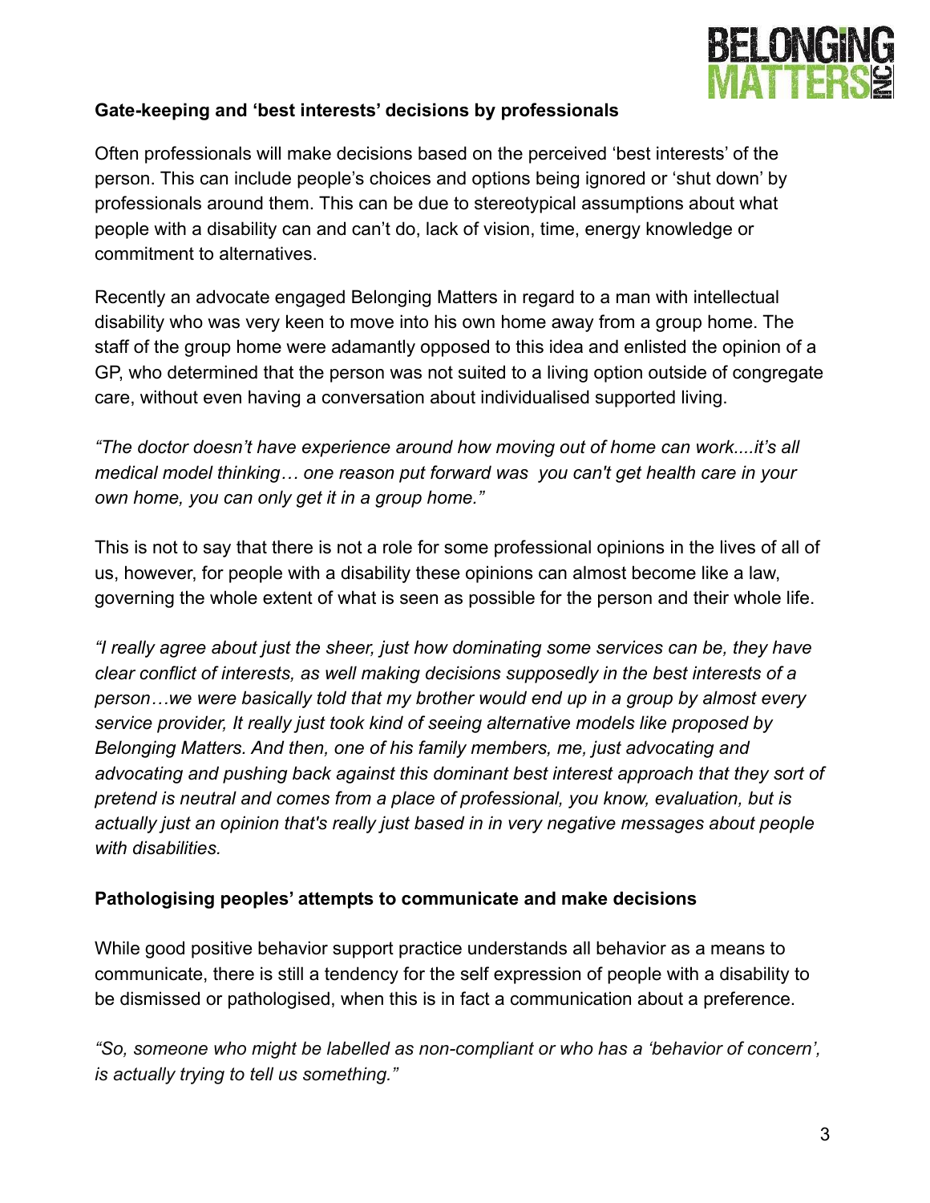**Gate-keeping and 'best interests' decisions by professionals**

Often professionals will make decisions based on the perceived 'best interests' of the person. This can include people's choices and options being ignored or 'shut down' by professionals around them. This can be due to stereotypical assumptions about what people with a disability can and can't do, lack of vision, time, energy knowledge or commitment to alternatives.

Recently an advocate engaged Belonging Matters in regard to a man with intellectual disability who was very keen to move into his own home away from a group home. The staff of the group home were adamantly opposed to this idea and enlisted the opinion of a GP, who determined that the person was not suited to a living option outside of congregate care, without even having a conversation about individualised supported living.

*"The doctor doesn't have experience around how moving out of home can work....it's all medical model thinking… one reason put forward was you can't get health care in your own home, you can only get it in a group home."*

This is not to say that there is not a role for some professional opinions in the lives of all of us, however, for people with a disability these opinions can almost become like a law, governing the whole extent of what is seen as possible for the person and their whole life.

*"I really agree about just the sheer, just how dominating some services can be, they have clear conflict of interests, as well making decisions supposedly in the best interests of a person…we were basically told that my brother would end up in a group by almost every service provider, It really just took kind of seeing alternative models like proposed by Belonging Matters. And then, one of his family members, me, just advocating and advocating and pushing back against this dominant best interest approach that they sort of pretend is neutral and comes from a place of professional, you know, evaluation, but is actually just an opinion that's really just based in in very negative messages about people with disabilities.*

**Pathologising peoples' attempts to communicate and make decisions**

While good positive behavior support practice understands all behavior as a means to communicate, there is still a tendency for the self expression of people with a disability to be dismissed or pathologised, when this is in fact a communication about a preference.

*"So, someone who might be labelled as non-compliant or who has a 'behavior of concern', is actually trying to tell us something."*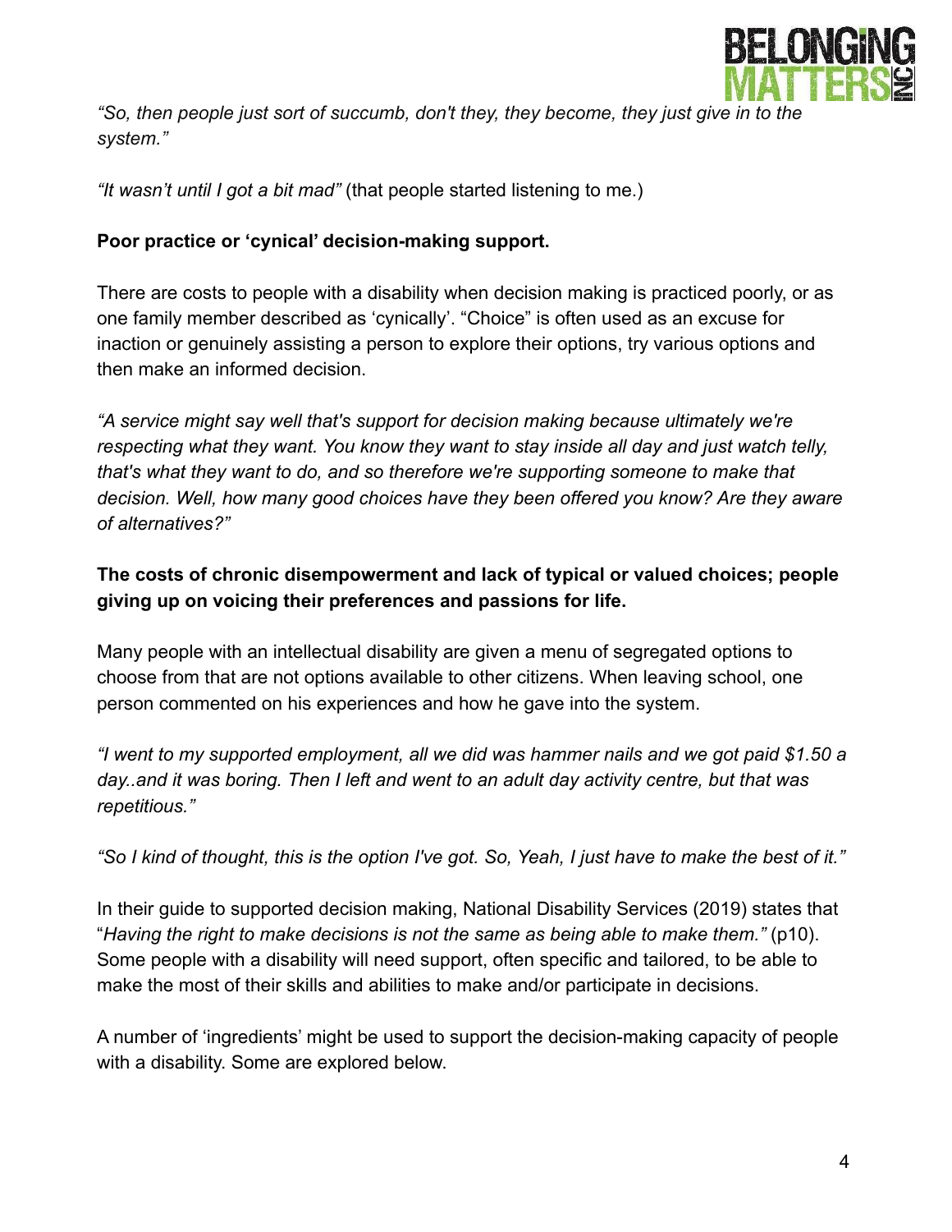*"So, then people just sort of succumb, don't they, they become, they just give in to the system."*

*"It wasn't until I got a bit mad"* (that people started listening to me.)

**Poor practice or 'cynical' decision-making support.**

There are costs to people with a disability when decision making is practiced poorly, or as one family member described as 'cynically'. "Choice" is often used as an excuse for inaction or genuinely assisting a person to explore their options, try various options and then make an informed decision.

*"A service might say well that's support for decision making because ultimately we're respecting what they want. You know they want to stay inside all day and just watch telly, that's what they want to do, and so therefore we're supporting someone to make that decision. Well, how many good choices have they been offered you know? Are they aware of alternatives?"*

**The costs of chronic disempowerment and lack of typical or valued choices; people giving up on voicing their preferences and passions for life.**

Many people with an intellectual disability are given a menu of segregated options to choose from that are not options available to other citizens. When leaving school, one person commented on his experiences and how he gave into the system.

*"I went to my supported employment, all we did was hammer nails and we got paid $1.50 a day..and it was boring. Then I left and went to an adult day activity centre, but that was repetitious."*

*"So I kind of thought, this is the option I've got. So, Yeah, I just have to make the best of it."*

In their guide to supported decision making, National Disability Services (2019) states that "*Having the right to make decisions is not the same as being able to make them."* (p10). Some people with a disability will need support, often specific and tailored, to be able to make the most of their skills and abilities to make and/or participate in decisions.

A number of 'ingredients' might be used to support the decision-making capacity of people with a disability. Some are explored below.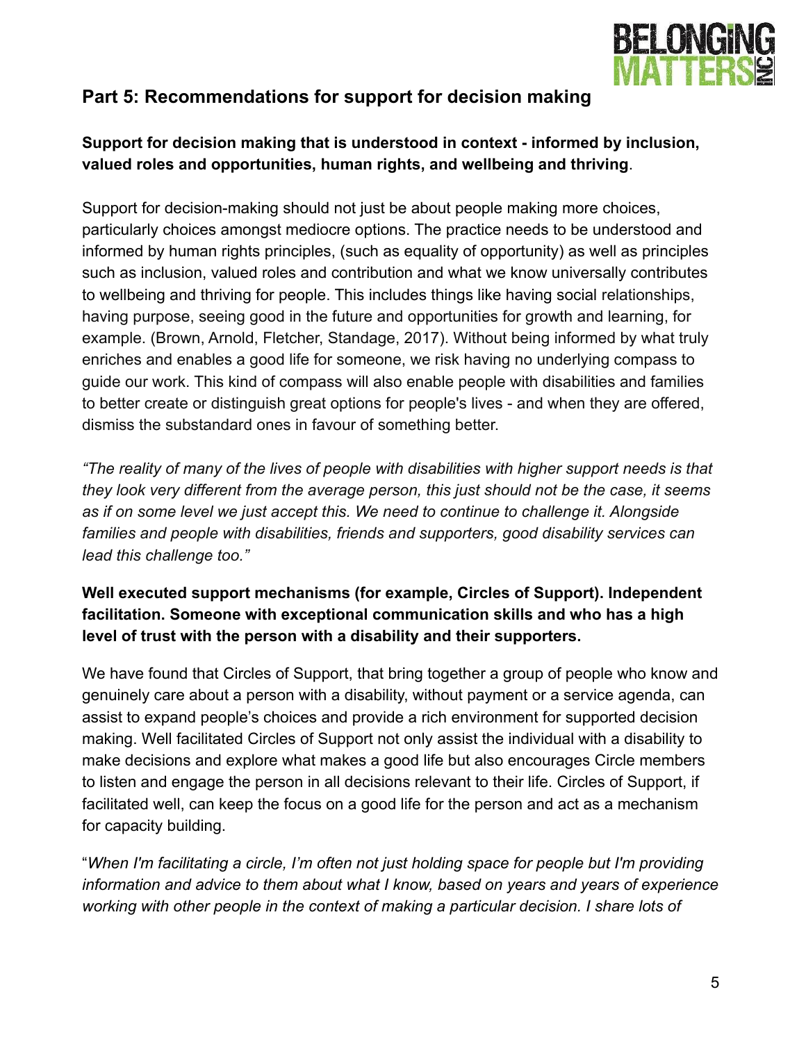## Part 5: Recommendations for support for decision making

**Support for decision making that is understood in context - informed by inclusion, valued roles and opportunities, human rights, and wellbeing and thriving**.

Support for decision-making should not just be about people making more choices, particularly choices amongst mediocre options. The practice needs to be understood and informed by human rights principles, (such as equality of opportunity) as well as principles such as inclusion, valued roles and contribution and what we know universally contributes to wellbeing and thriving for people. This includes things like having social relationships, having purpose, seeing good in the future and opportunities for growth and learning, for example. (Brown, Arnold, Fletcher, Standage, 2017). Without being informed by what truly enriches and enables a good life for someone, we risk having no underlying compass to guide our work. This kind of compass will also enable people with disabilities and families to better create or distinguish great options for people's lives - and when they are offered, dismiss the substandard ones in favour of something better.

*"The reality of many of the lives of people with disabilities with higher support needs is that they look very different from the average person, this just should not be the case, it seems as if on some level we just accept this. We need to continue to challenge it. Alongside families and people with disabilities, friends and supporters, good disability services can lead this challenge too."*

**Well executed support mechanisms (for example, Circles of Support). Independent facilitation. Someone with exceptional communication skills and who has a high level of trust with the person with a disability and their supporters.**

We have found that Circles of Support, that bring together a group of people who know and genuinely care about a person with a disability, without payment or a service agenda, can assist to expand people's choices and provide a rich environment for supported decision making. Well facilitated Circles of Support not only assist the individual with a disability to make decisions and explore what makes a good life but also encourages Circle members to listen and engage the person in all decisions relevant to their life. Circles of Support, if facilitated well, can keep the focus on a good life for the person and act as a mechanism for capacity building.

"*When I'm facilitating a circle, I'm often not just holding space for people but I'm providing information and advice to them about what I know, based on years and years of experience working with other people in the context of making a particular decision. I share lots of*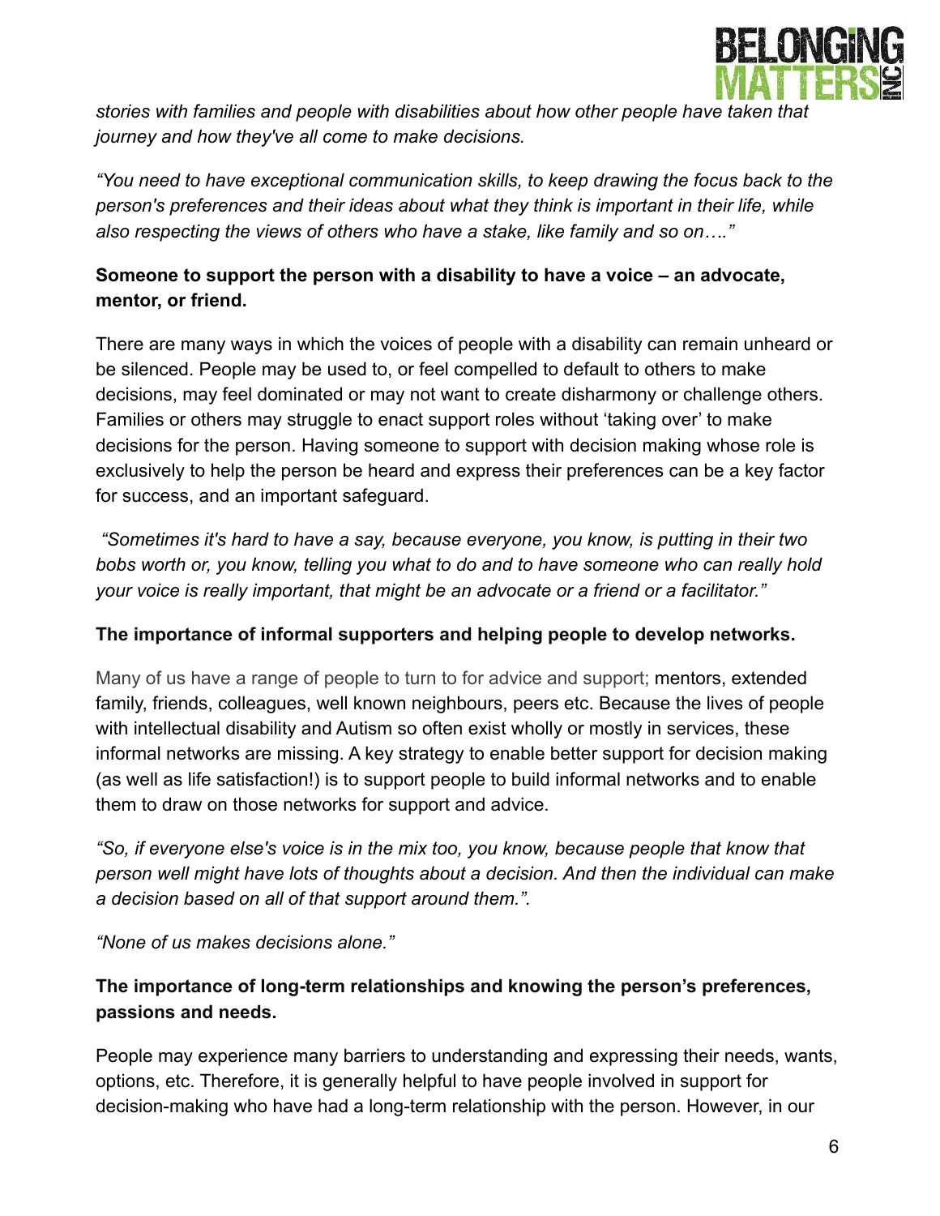*stories with families and people with disabilities about how other people have taken that journey and how they've all come to make decisions.*

*"You need to have exceptional communication skills, to keep drawing the focus back to the person's preferences and their ideas about what they think is important in their life, while also respecting the views of others who have a stake, like family and so on…."*

**Someone to support the person with a disability to have a voice – an advocate, mentor, or friend.**

There are many ways in which the voices of people with a disability can remain unheard or be silenced. People may be used to, or feel compelled to default to others to make decisions, may feel dominated or may not want to create disharmony or challenge others. Families or others may struggle to enact support roles without 'taking over' to make decisions for the person. Having someone to support with decision making whose role is exclusively to help the person be heard and express their preferences can be a key factor for success, and an important safeguard.

*"Sometimes it's hard to have a say, because everyone, you know, is putting in their two bobs worth or, you know, telling you what to do and to have someone who can really hold your voice is really important, that might be an advocate or a friend or a facilitator."*

**The importance of informal supporters and helping people to develop networks.**

Many of us have a range of people to turn to for advice and support; mentors, extended family, friends, colleagues, well known neighbours, peers etc. Because the lives of people with intellectual disability and Autism so often exist wholly or mostly in services, these informal networks are missing. A key strategy to enable better support for decision making (as well as life satisfaction!) is to support people to build informal networks and to enable them to draw on those networks for support and advice.

*"So, if everyone else's voice is in the mix too, you know, because people that know that person well might have lots of thoughts about a decision. And then the individual can make a decision based on all of that support around them.".*

*"None of us makes decisions alone."*

**The importance of long-term relationships and knowing the person's preferences, passions and needs.**

People may experience many barriers to understanding and expressing their needs, wants, options, etc. Therefore, it is generally helpful to have people involved in support for decision-making who have had a long-term relationship with the person. However, in our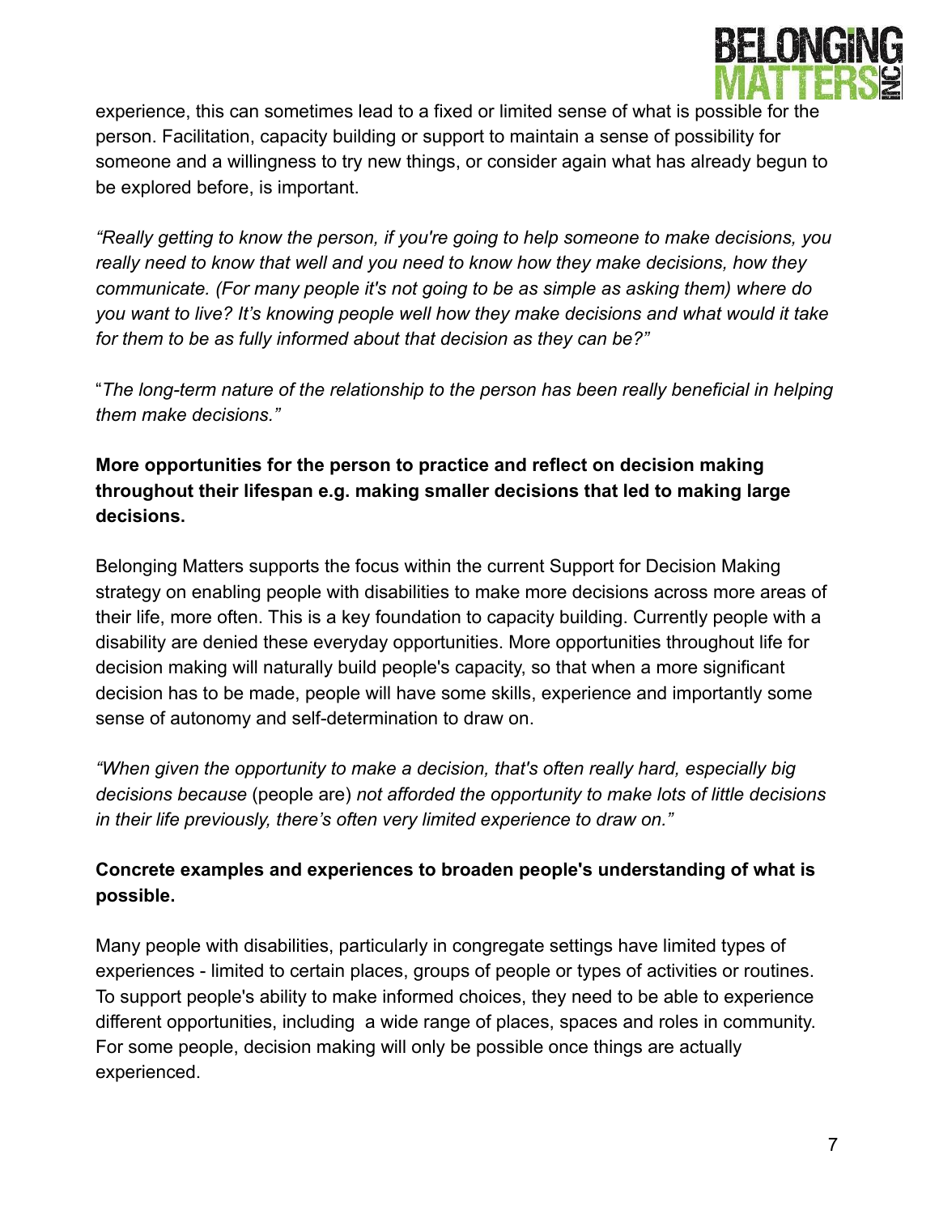experience, this can sometimes lead to a fixed or limited sense of what is possible for the person. Facilitation, capacity building or support to maintain a sense of possibility for someone and a willingness to try new things, or consider again what has already begun to be explored before, is important.

*"Really getting to know the person, if you're going to help someone to make decisions, you really need to know that well and you need to know how they make decisions, how they communicate. (For many people it's not going to be as simple as asking them) where do you want to live? It's knowing people well how they make decisions and what would it take for them to be as fully informed about that decision as they can be?"*

"*The long-term nature of the relationship to the person has been really beneficial in helping them make decisions."*

**More opportunities for the person to practice and reflect on decision making throughout their lifespan e.g. making smaller decisions that led to making large decisions.**

Belonging Matters supports the focus within the current Support for Decision Making strategy on enabling people with disabilities to make more decisions across more areas of their life, more often. This is a key foundation to capacity building. Currently people with a disability are denied these everyday opportunities. More opportunities throughout life for decision making will naturally build people's capacity, so that when a more significant decision has to be made, people will have some skills, experience and importantly some sense of autonomy and self-determination to draw on.

*"When given the opportunity to make a decision, that's often really hard, especially big decisions because* (people are) *not afforded the opportunity to make lots of little decisions in their life previously, there's often very limited experience to draw on."*

**Concrete examples and experiences to broaden people's understanding of what is possible.**

Many people with disabilities, particularly in congregate settings have limited types of experiences - limited to certain places, groups of people or types of activities or routines. To support people's ability to make informed choices, they need to be able to experience different opportunities, including a wide range of places, spaces and roles in community. For some people, decision making will only be possible once things are actually experienced.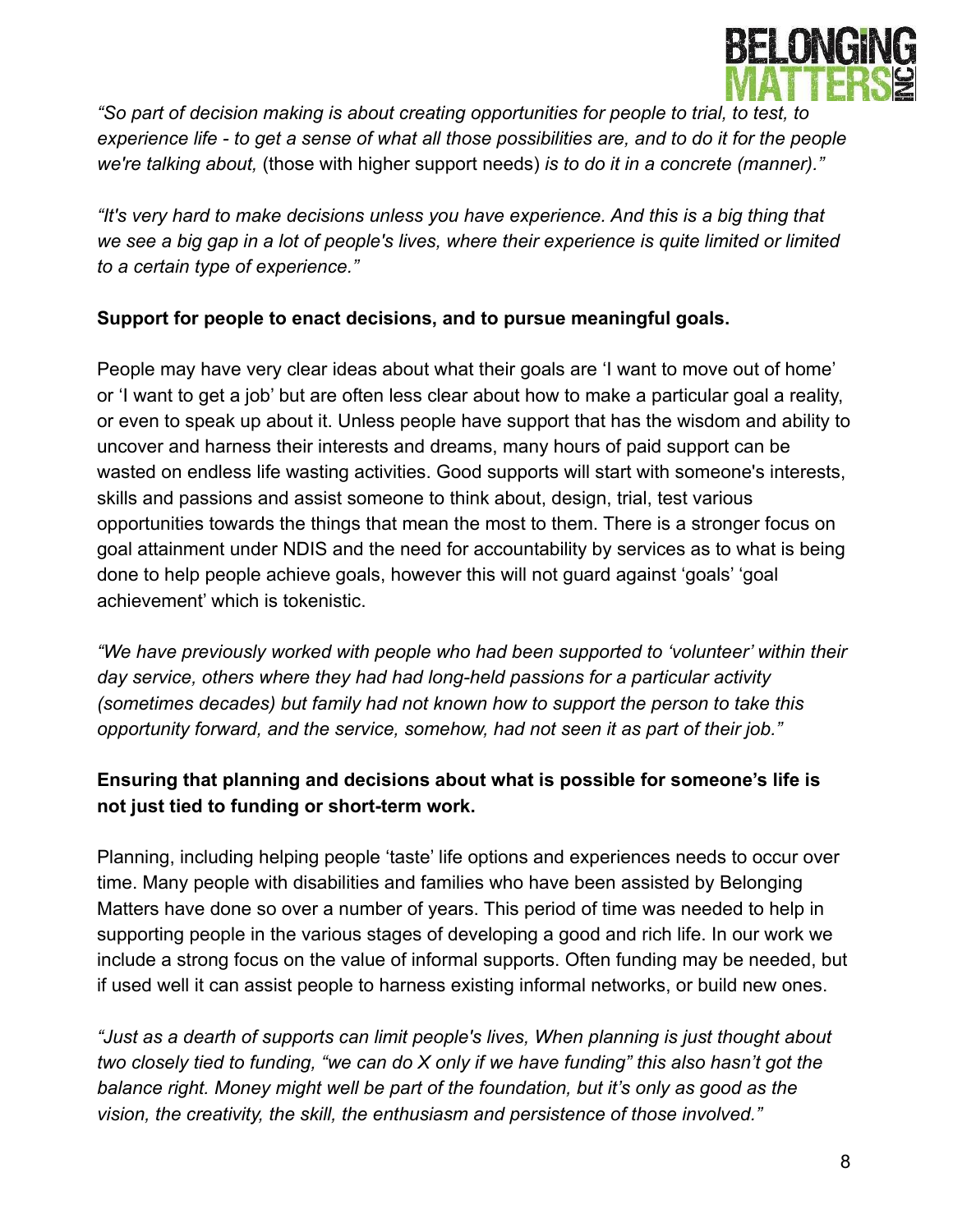*“So part of decision making is about creating opportunities for people to trial, to test, to experience life - to get a sense of what all those possibilities are, and to do it for the people we're talking about,* (those with higher support needs) *is to do it in a concrete (manner).”*

*“It's very hard to make decisions unless you have experience. And this is a big thing that we see a big gap in a lot of people's lives, where their experience is quite limited or limited to a certain type of experience.”*

**Support for people to enact decisions, and to pursue meaningful goals.**

People may have very clear ideas about what their goals are ‘I want to move out of home’ or ‘I want to get a job’ but are often less clear about how to make a particular goal a reality, or even to speak up about it. Unless people have support that has the wisdom and ability to uncover and harness their interests and dreams, many hours of paid support can be wasted on endless life wasting activities. Good supports will start with someone's interests, skills and passions and assist someone to think about, design, trial, test various opportunities towards the things that mean the most to them. There is a stronger focus on goal attainment under NDIS and the need for accountability by services as to what is being done to help people achieve goals, however this will not guard against ‘goals’ ‘goal achievement’ which is tokenistic.

*“We have previously worked with people who had been supported to ‘volunteer’ within their day service, others where they had had long-held passions for a particular activity (sometimes decades) but family had not known how to support the person to take this opportunity forward, and the service, somehow, had not seen it as part of their job.”*

**Ensuring that planning and decisions about what is possible for someone’s life is not just tied to funding or short-term work.**

Planning, including helping people ‘taste’ life options and experiences needs to occur over time. Many people with disabilities and families who have been assisted by Belonging Matters have done so over a number of years. This period of time was needed to help in supporting people in the various stages of developing a good and rich life. In our work we include a strong focus on the value of informal supports. Often funding may be needed, but if used well it can assist people to harness existing informal networks, or build new ones.

*“Just as a dearth of supports can limit people's lives, When planning is just thought about two closely tied to funding, “we can do X only if we have funding” this also hasn’t got the balance right. Money might well be part of the foundation, but it’s only as good as the vision, the creativity, the skill, the enthusiasm and persistence of those involved.”*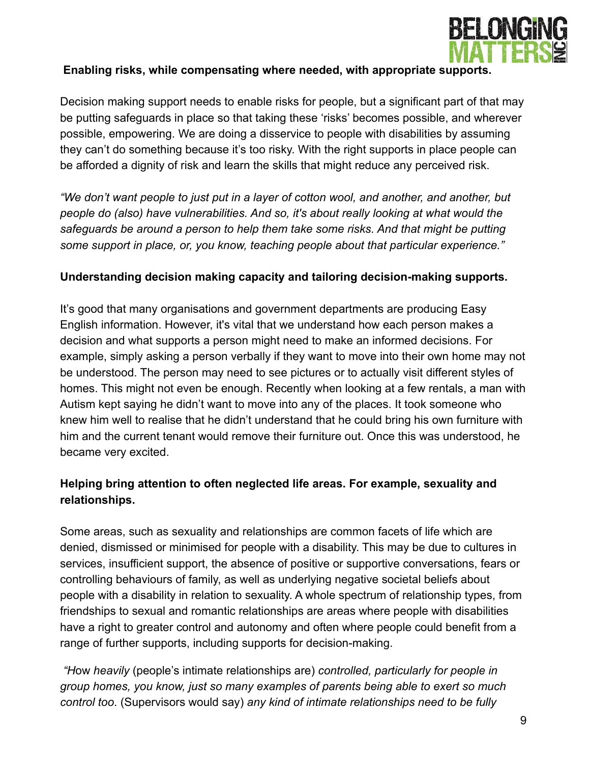**Enabling risks, while compensating where needed, with appropriate supports.**

Decision making support needs to enable risks for people, but a significant part of that may be putting safeguards in place so that taking these 'risks' becomes possible, and wherever possible, empowering. We are doing a disservice to people with disabilities by assuming they can't do something because it's too risky. With the right supports in place people can be afforded a dignity of risk and learn the skills that might reduce any perceived risk.

*"We don't want people to just put in a layer of cotton wool, and another, and another, but people do (also) have vulnerabilities. And so, it's about really looking at what would the safeguards be around a person to help them take some risks. And that might be putting some support in place, or, you know, teaching people about that particular experience."*

**Understanding decision making capacity and tailoring decision-making supports.**

It's good that many organisations and government departments are producing Easy English information. However, it's vital that we understand how each person makes a decision and what supports a person might need to make an informed decisions. For example, simply asking a person verbally if they want to move into their own home may not be understood. The person may need to see pictures or to actually visit different styles of homes. This might not even be enough. Recently when looking at a few rentals, a man with Autism kept saying he didn't want to move into any of the places. It took someone who knew him well to realise that he didn't understand that he could bring his own furniture with him and the current tenant would remove their furniture out. Once this was understood, he became very excited.

**Helping bring attention to often neglected life areas. For example, sexuality and relationships.**

Some areas, such as sexuality and relationships are common facets of life which are denied, dismissed or minimised for people with a disability. This may be due to cultures in services, insufficient support, the absence of positive or supportive conversations, fears or controlling behaviours of family, as well as underlying negative societal beliefs about people with a disability in relation to sexuality. A whole spectrum of relationship types, from friendships to sexual and romantic relationships are areas where people with disabilities have a right to greater control and autonomy and often where people could benefit from a range of further supports, including supports for decision-making.

*"How heavily* (people's intimate relationships are) *controlled, particularly for people in group homes, you know, just so many examples of parents being able to exert so much control too*. (Supervisors would say) *any kind of intimate relationships need to be fully*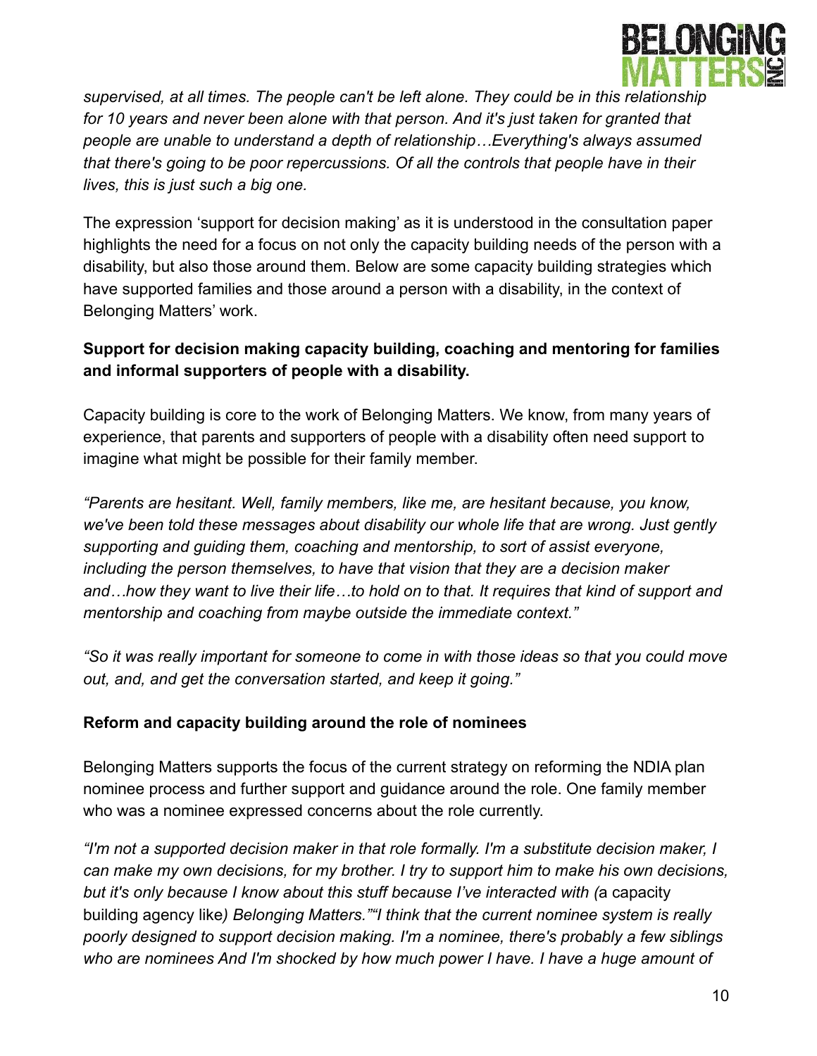*supervised, at all times. The people can't be left alone. They could be in this relationship for 10 years and never been alone with that person. And it's just taken for granted that people are unable to understand a depth of relationship…Everything's always assumed that there's going to be poor repercussions. Of all the controls that people have in their lives, this is just such a big one.*

The expression 'support for decision making' as it is understood in the consultation paper highlights the need for a focus on not only the capacity building needs of the person with a disability, but also those around them. Below are some capacity building strategies which have supported families and those around a person with a disability, in the context of Belonging Matters' work.

**Support for decision making capacity building, coaching and mentoring for families and informal supporters of people with a disability.**

Capacity building is core to the work of Belonging Matters. We know, from many years of experience, that parents and supporters of people with a disability often need support to imagine what might be possible for their family member.

*"Parents are hesitant. Well, family members, like me, are hesitant because, you know, we've been told these messages about disability our whole life that are wrong. Just gently supporting and guiding them, coaching and mentorship, to sort of assist everyone, including the person themselves, to have that vision that they are a decision maker and…how they want to live their life…to hold on to that. It requires that kind of support and mentorship and coaching from maybe outside the immediate context."*

*"So it was really important for someone to come in with those ideas so that you could move out, and, and get the conversation started, and keep it going."*

**Reform and capacity building around the role of nominees**

Belonging Matters supports the focus of the current strategy on reforming the NDIA plan nominee process and further support and guidance around the role. One family member who was a nominee expressed concerns about the role currently.

*"I'm not a supported decision maker in that role formally. I'm a substitute decision maker, I can make my own decisions, for my brother. I try to support him to make his own decisions, but it's only because I know about this stuff because I've interacted with (*a capacity building agency like*) Belonging Matters.""I think that the current nominee system is really poorly designed to support decision making. I'm a nominee, there's probably a few siblings who are nominees And I'm shocked by how much power I have. I have a huge amount of*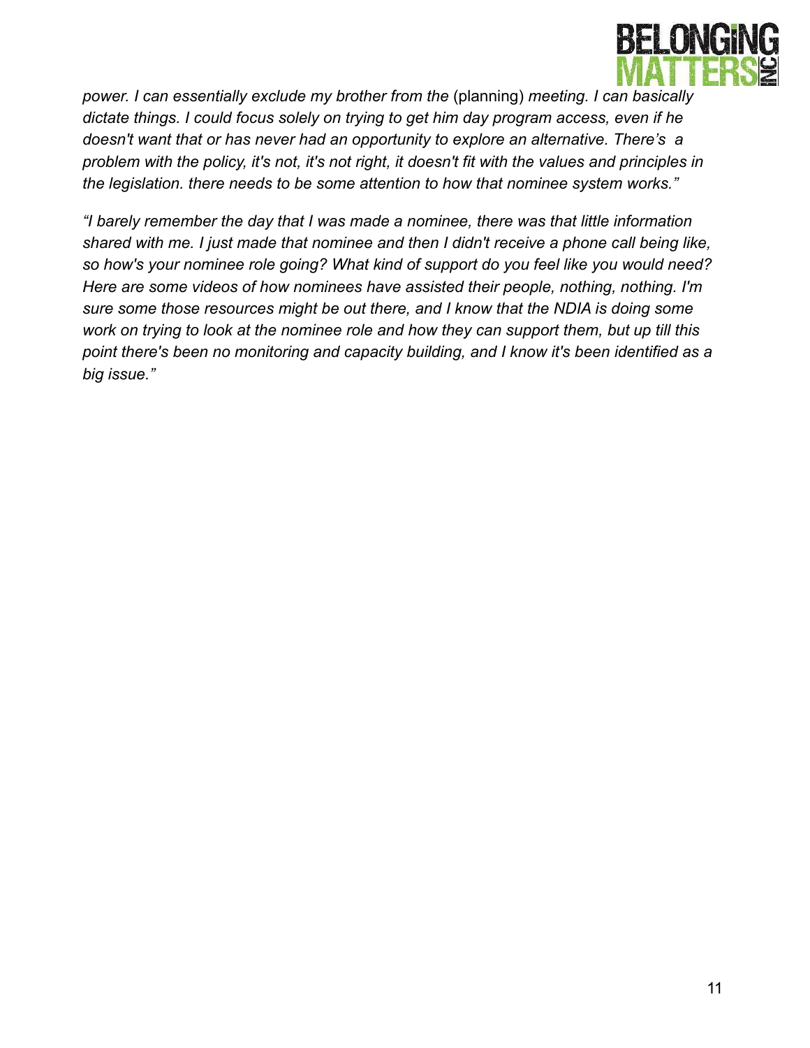*power. I can essentially exclude my brother from the* (planning) *meeting. I can basically dictate things. I could focus solely on trying to get him day program access, even if he doesn't want that or has never had an opportunity to explore an alternative. There's a problem with the policy, it's not, it's not right, it doesn't fit with the values and principles in the legislation. there needs to be some attention to how that nominee system works."*

*"I barely remember the day that I was made a nominee, there was that little information shared with me. I just made that nominee and then I didn't receive a phone call being like, so how's your nominee role going? What kind of support do you feel like you would need? Here are some videos of how nominees have assisted their people, nothing, nothing. I'm sure some those resources might be out there, and I know that the NDIA is doing some work on trying to look at the nominee role and how they can support them, but up till this point there's been no monitoring and capacity building, and I know it's been identified as a big issue."*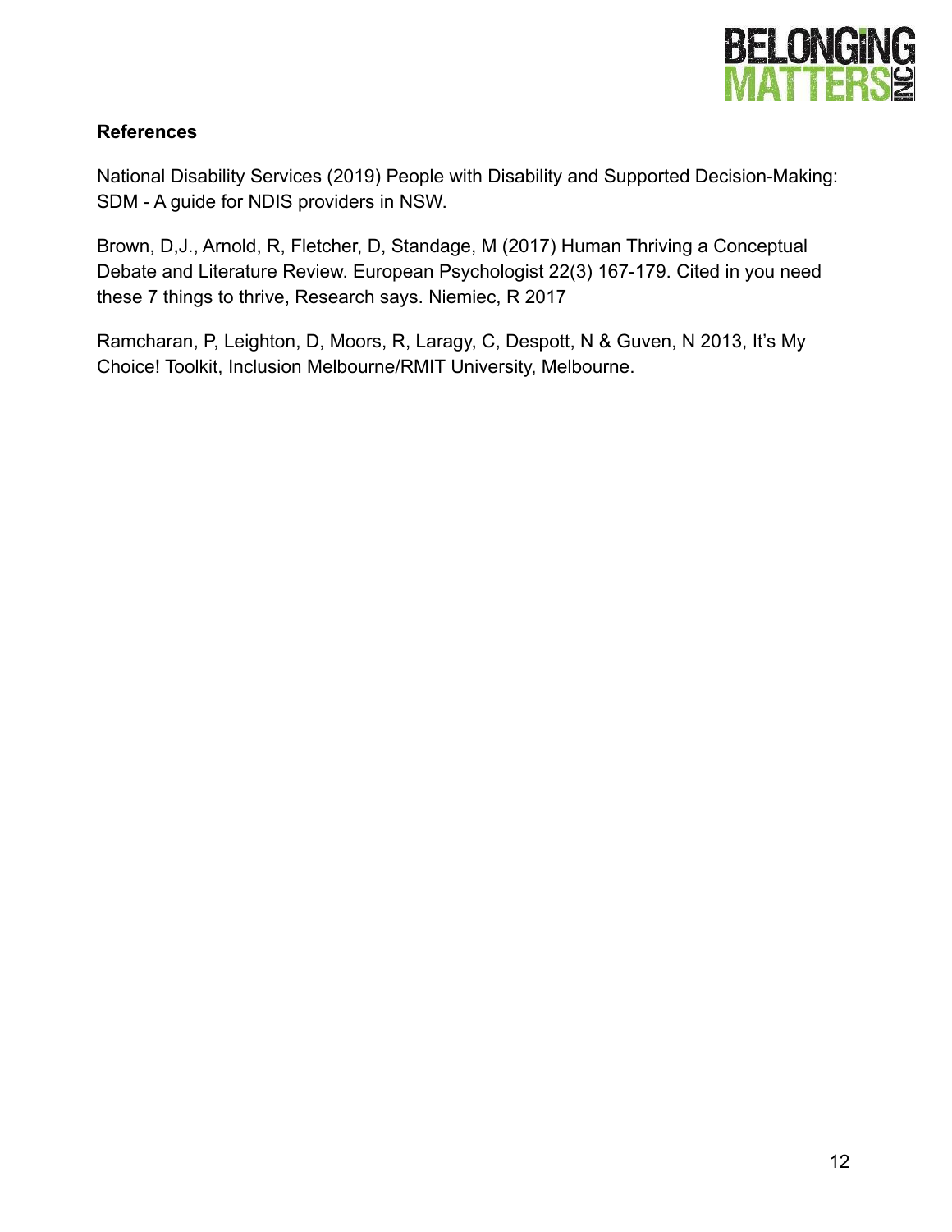**References**

National Disability Services (2019) People with Disability and Supported Decision-Making: SDM - A guide for NDIS providers in NSW.

Brown, D,J., Arnold, R, Fletcher, D, Standage, M (2017) Human Thriving a Conceptual Debate and Literature Review. European Psychologist 22(3) 167-179. Cited in you need these 7 things to thrive, Research says. Niemiec, R 2017

Ramcharan, P, Leighton, D, Moors, R, Laragy, C, Despott, N & Guven, N 2013, It's My Choice! Toolkit, Inclusion Melbourne/RMIT University, Melbourne.